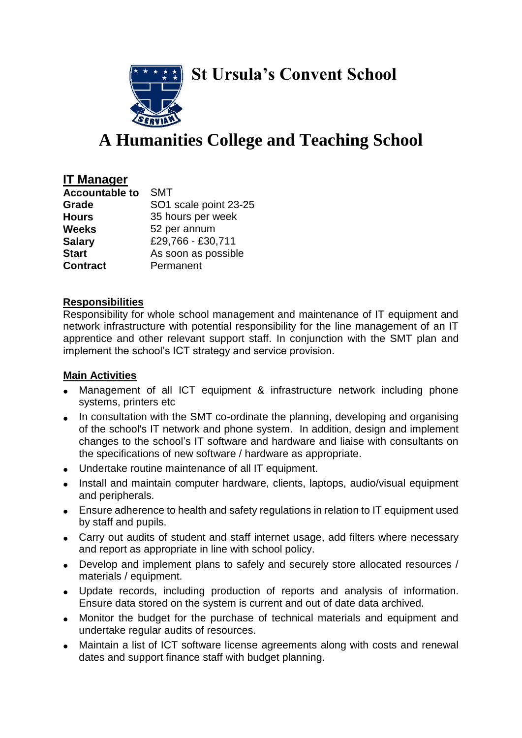# St Ursula's Convent School

# A Humanities College and Teaching School

## IT Manager

| | |
|---|---|
| **Accountable to** | SMT |
| **Grade** | SO1 scale point 23-25 |
| **Hours** | 35 hours per week |
| **Weeks** | 52 per annum |
| **Salary** | £29,766 - £30,711 |
| **Start** | As soon as possible |
| **Contract** | Permanent |

### Responsibilities

Responsibility for whole school management and maintenance of IT equipment and network infrastructure with potential responsibility for the line management of an IT apprentice and other relevant support staff. In conjunction with the SMT plan and implement the school's ICT strategy and service provision.

### Main Activities

- Management of all ICT equipment & infrastructure network including phone systems, printers etc
- In consultation with the SMT co-ordinate the planning, developing and organising of the school's IT network and phone system. In addition, design and implement changes to the school's IT software and hardware and liaise with consultants on the specifications of new software / hardware as appropriate.
- Undertake routine maintenance of all IT equipment.
- Install and maintain computer hardware, clients, laptops, audio/visual equipment and peripherals.
- Ensure adherence to health and safety regulations in relation to IT equipment used by staff and pupils.
- Carry out audits of student and staff internet usage, add filters where necessary and report as appropriate in line with school policy.
- Develop and implement plans to safely and securely store allocated resources / materials / equipment.
- Update records, including production of reports and analysis of information. Ensure data stored on the system is current and out of date data archived.
- Monitor the budget for the purchase of technical materials and equipment and undertake regular audits of resources.
- Maintain a list of ICT software license agreements along with costs and renewal dates and support finance staff with budget planning.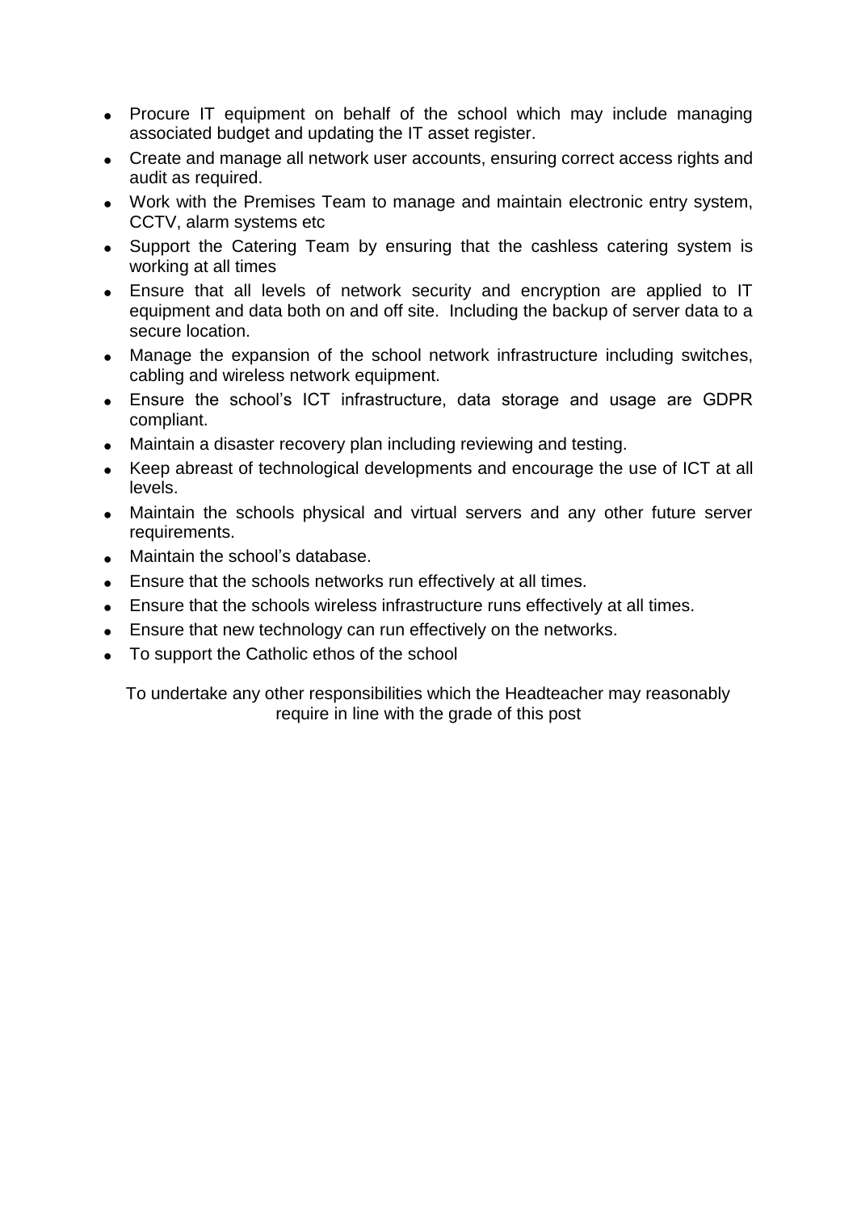- Procure IT equipment on behalf of the school which may include managing associated budget and updating the IT asset register.
- Create and manage all network user accounts, ensuring correct access rights and audit as required.
- Work with the Premises Team to manage and maintain electronic entry system, CCTV, alarm systems etc
- Support the Catering Team by ensuring that the cashless catering system is working at all times
- Ensure that all levels of network security and encryption are applied to IT equipment and data both on and off site. Including the backup of server data to a secure location.
- Manage the expansion of the school network infrastructure including switches, cabling and wireless network equipment.
- Ensure the school's ICT infrastructure, data storage and usage are GDPR compliant.
- Maintain a disaster recovery plan including reviewing and testing.
- Keep abreast of technological developments and encourage the use of ICT at all levels.
- Maintain the schools physical and virtual servers and any other future server requirements.
- Maintain the school's database.
- Ensure that the schools networks run effectively at all times.
- Ensure that the schools wireless infrastructure runs effectively at all times.
- Ensure that new technology can run effectively on the networks.
- To support the Catholic ethos of the school

To undertake any other responsibilities which the Headteacher may reasonably require in line with the grade of this post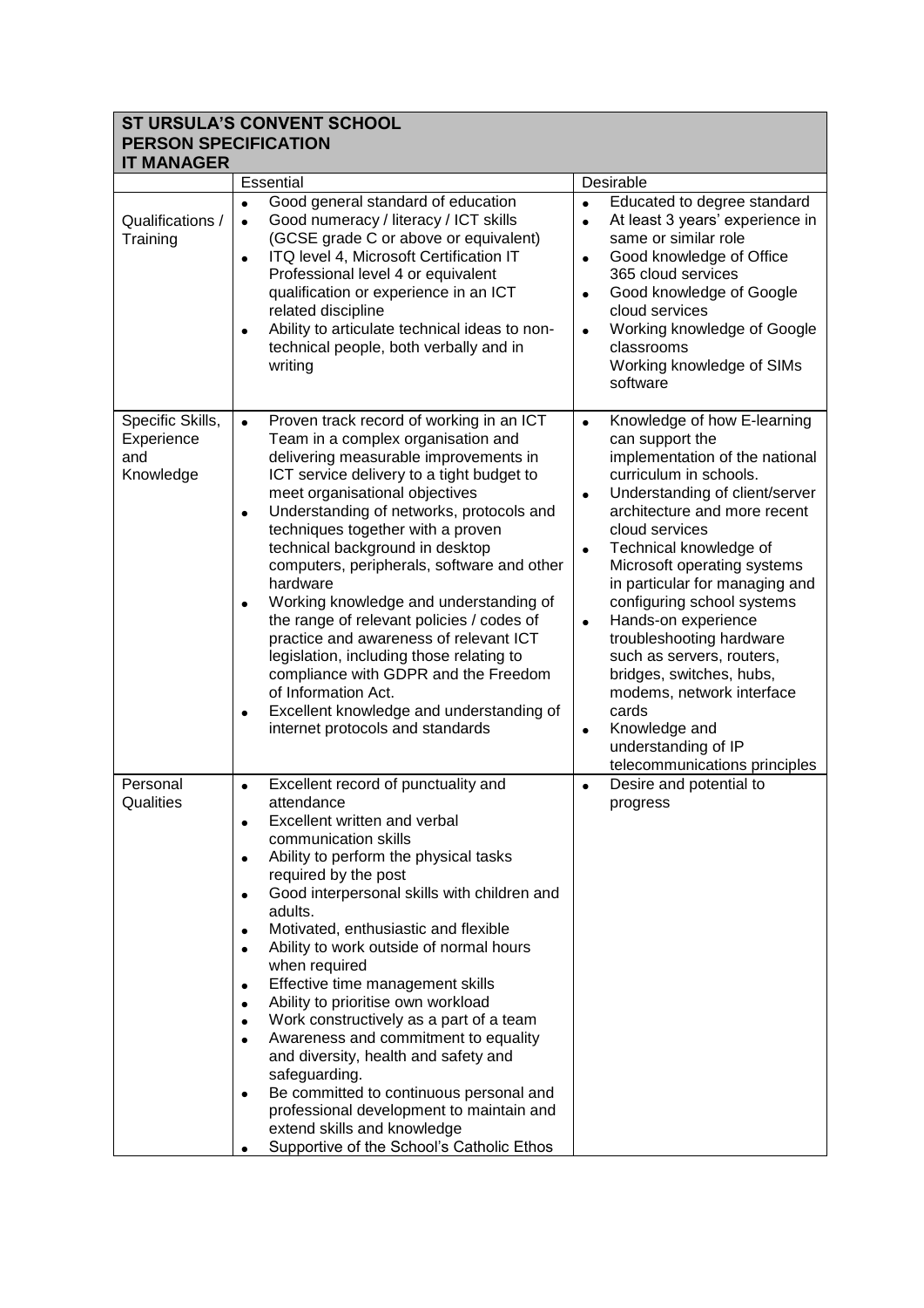**ST URSULA'S CONVENT SCHOOL**
**PERSON SPECIFICATION**
**IT MANAGER**

| | Essential | Desirable |
|---|---|---|
| Qualifications / Training | • Good general standard of education<br>• Good numeracy / literacy / ICT skills (GCSE grade C or above or equivalent)<br>• ITQ level 4, Microsoft Certification IT Professional level 4 or equivalent qualification or experience in an ICT related discipline<br>• Ability to articulate technical ideas to non-technical people, both verbally and in writing | • Educated to degree standard<br>• At least 3 years' experience in same or similar role<br>• Good knowledge of Office 365 cloud services<br>• Good knowledge of Google cloud services<br>• Working knowledge of Google classrooms<br>Working knowledge of SIMs software |
| Specific Skills, Experience and Knowledge | • Proven track record of working in an ICT Team in a complex organisation and delivering measurable improvements in ICT service delivery to a tight budget to meet organisational objectives<br>• Understanding of networks, protocols and techniques together with a proven technical background in desktop computers, peripherals, software and other hardware<br>• Working knowledge and understanding of the range of relevant policies / codes of practice and awareness of relevant ICT legislation, including those relating to compliance with GDPR and the Freedom of Information Act.<br>• Excellent knowledge and understanding of internet protocols and standards | • Knowledge of how E-learning can support the implementation of the national curriculum in schools.<br>• Understanding of client/server architecture and more recent cloud services<br>• Technical knowledge of Microsoft operating systems in particular for managing and configuring school systems<br>• Hands-on experience troubleshooting hardware such as servers, routers, bridges, switches, hubs, modems, network interface cards<br>• Knowledge and understanding of IP telecommunications principles |
| Personal Qualities | • Excellent record of punctuality and attendance<br>• Excellent written and verbal communication skills<br>• Ability to perform the physical tasks required by the post<br>• Good interpersonal skills with children and adults.<br>• Motivated, enthusiastic and flexible<br>• Ability to work outside of normal hours when required<br>• Effective time management skills<br>• Ability to prioritise own workload<br>• Work constructively as a part of a team<br>• Awareness and commitment to equality and diversity, health and safety and safeguarding.<br>• Be committed to continuous personal and professional development to maintain and extend skills and knowledge<br>• Supportive of the School's Catholic Ethos | • Desire and potential to progress |